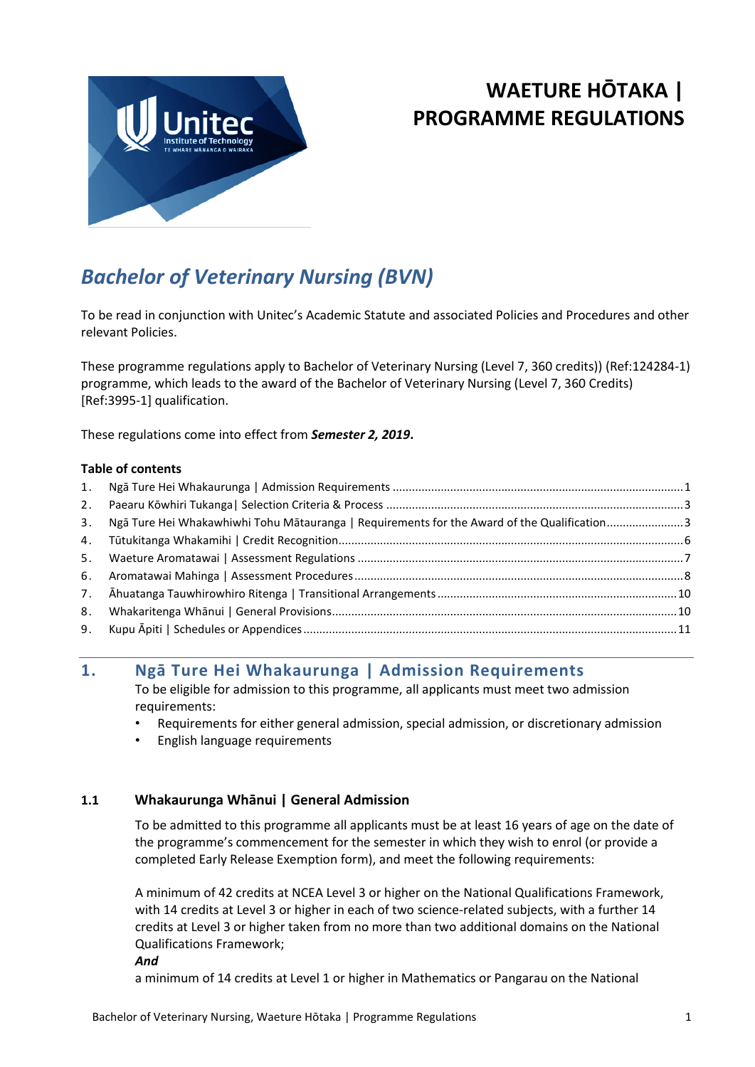# WAETURE HŌTAKA | PROGRAMME REGULATIONS

## *Bachelor of Veterinary Nursing (BVN)*

To be read in conjunction with Unitec's Academic Statute and associated Policies and Procedures and other relevant Policies.

These programme regulations apply to Bachelor of Veterinary Nursing (Level 7, 360 credits)) (Ref:124284-1) programme, which leads to the award of the Bachelor of Veterinary Nursing (Level 7, 360 Credits) [Ref:3995-1] qualification.

These regulations come into effect from ***Semester 2, 2019***.

**Table of contents**

1. Ngā Ture Hei Whakaurunga | Admission Requirements ....... 1
2. Paearu Kōwhiri Tukanga| Selection Criteria & Process ....... 3
3. Ngā Ture Hei Whakawhiwhi Tohu Mātauranga | Requirements for the Award of the Qualification ....... 3
4. Tūtukitanga Whakamihi | Credit Recognition ....... 6
5. Waeture Aromatawai | Assessment Regulations ....... 7
6. Aromatawai Mahinga | Assessment Procedures ....... 8
7. Āhuatanga Tauwhirowhiro Ritenga | Transitional Arrangements ....... 10
8. Whakaritenga Whānui | General Provisions ....... 10
9. Kupu Āpiti | Schedules or Appendices ....... 11

## 1. Ngā Ture Hei Whakaurunga | Admission Requirements

To be eligible for admission to this programme, all applicants must meet two admission requirements:

- Requirements for either general admission, special admission, or discretionary admission
- English language requirements

### 1.1 Whakaurunga Whānui | General Admission

To be admitted to this programme all applicants must be at least 16 years of age on the date of the programme's commencement for the semester in which they wish to enrol (or provide a completed Early Release Exemption form), and meet the following requirements:

A minimum of 42 credits at NCEA Level 3 or higher on the National Qualifications Framework, with 14 credits at Level 3 or higher in each of two science-related subjects, with a further 14 credits at Level 3 or higher taken from no more than two additional domains on the National Qualifications Framework;

***And***

a minimum of 14 credits at Level 1 or higher in Mathematics or Pangarau on the National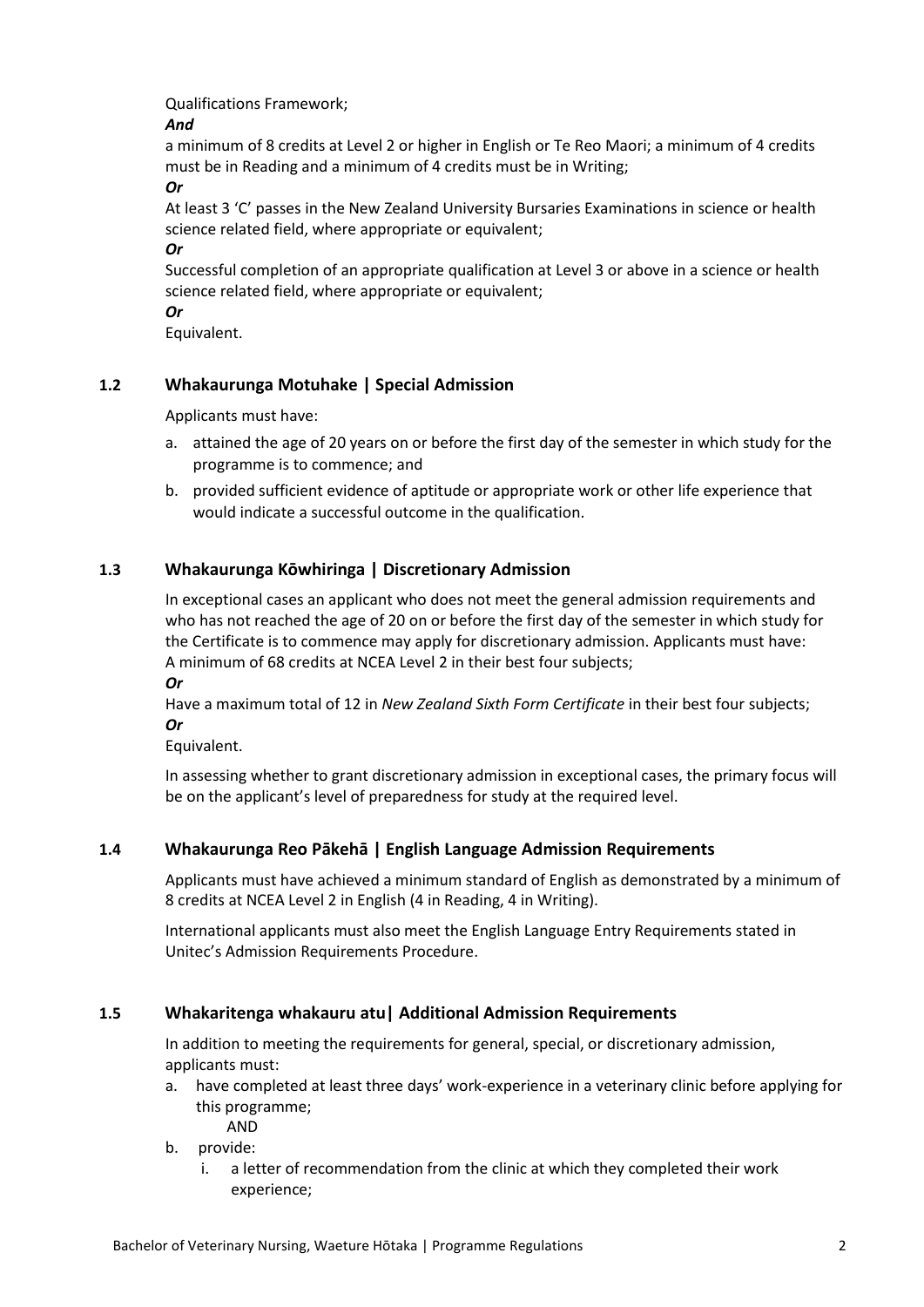Qualifications Framework;

***And***

a minimum of 8 credits at Level 2 or higher in English or Te Reo Maori; a minimum of 4 credits must be in Reading and a minimum of 4 credits must be in Writing;

***Or***

At least 3 'C' passes in the New Zealand University Bursaries Examinations in science or health science related field, where appropriate or equivalent;

***Or***

Successful completion of an appropriate qualification at Level 3 or above in a science or health science related field, where appropriate or equivalent;

***Or***

Equivalent.

### 1.2 Whakaurunga Motuhake | Special Admission

Applicants must have:

a. attained the age of 20 years on or before the first day of the semester in which study for the programme is to commence; and

b. provided sufficient evidence of aptitude or appropriate work or other life experience that would indicate a successful outcome in the qualification.

### 1.3 Whakaurunga Kōwhiringa | Discretionary Admission

In exceptional cases an applicant who does not meet the general admission requirements and who has not reached the age of 20 on or before the first day of the semester in which study for the Certificate is to commence may apply for discretionary admission. Applicants must have:

A minimum of 68 credits at NCEA Level 2 in their best four subjects;

***Or***

Have a maximum total of 12 in *New Zealand Sixth Form Certificate* in their best four subjects;

***Or***

Equivalent.

In assessing whether to grant discretionary admission in exceptional cases, the primary focus will be on the applicant's level of preparedness for study at the required level.

### 1.4 Whakaurunga Reo Pākehā | English Language Admission Requirements

Applicants must have achieved a minimum standard of English as demonstrated by a minimum of 8 credits at NCEA Level 2 in English (4 in Reading, 4 in Writing).

International applicants must also meet the English Language Entry Requirements stated in Unitec's Admission Requirements Procedure.

### 1.5 Whakaritenga whakauru atu| Additional Admission Requirements

In addition to meeting the requirements for general, special, or discretionary admission, applicants must:

a. have completed at least three days' work-experience in a veterinary clinic before applying for this programme;

   AND

b. provide:

   i. a letter of recommendation from the clinic at which they completed their work experience;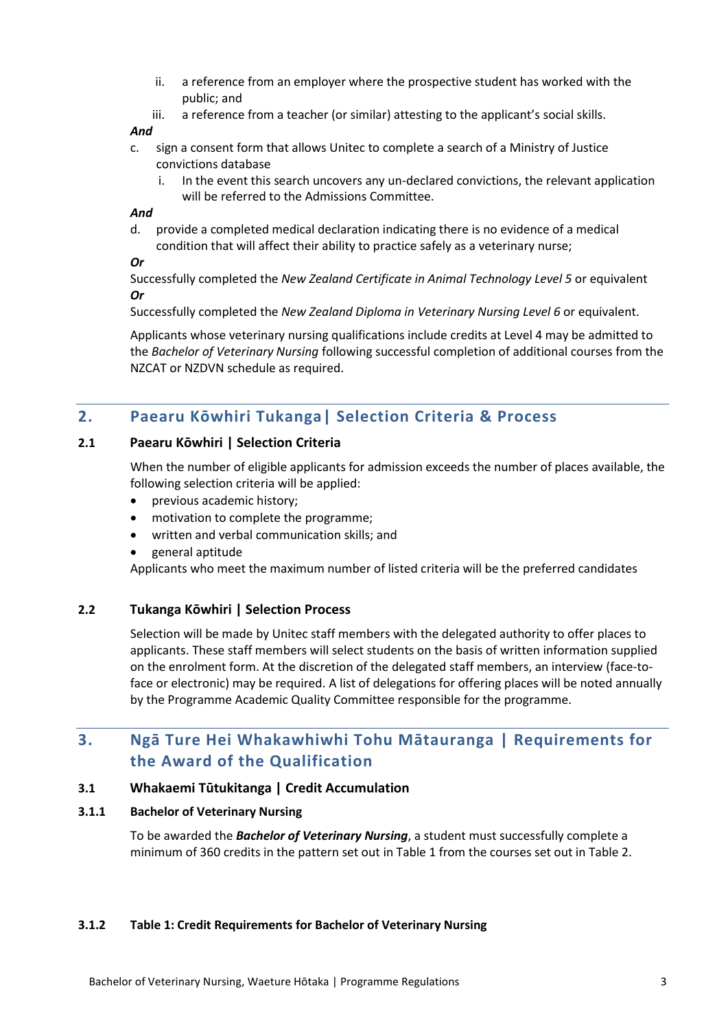ii. a reference from an employer where the prospective student has worked with the public; and

iii. a reference from a teacher (or similar) attesting to the applicant's social skills.

***And***

c. sign a consent form that allows Unitec to complete a search of a Ministry of Justice convictions database

   i. In the event this search uncovers any un-declared convictions, the relevant application will be referred to the Admissions Committee.

***And***

d. provide a completed medical declaration indicating there is no evidence of a medical condition that will affect their ability to practice safely as a veterinary nurse;

***Or***

Successfully completed the *New Zealand Certificate in Animal Technology Level 5* or equivalent

***Or***

Successfully completed the *New Zealand Diploma in Veterinary Nursing Level 6* or equivalent.

Applicants whose veterinary nursing qualifications include credits at Level 4 may be admitted to the *Bachelor of Veterinary Nursing* following successful completion of additional courses from the NZCAT or NZDVN schedule as required.

## 2. Paearu Kōwhiri Tukanga | Selection Criteria & Process

### 2.1 Paearu Kōwhiri | Selection Criteria

When the number of eligible applicants for admission exceeds the number of places available, the following selection criteria will be applied:

- previous academic history;
- motivation to complete the programme;
- written and verbal communication skills; and
- general aptitude

Applicants who meet the maximum number of listed criteria will be the preferred candidates

### 2.2 Tukanga Kōwhiri | Selection Process

Selection will be made by Unitec staff members with the delegated authority to offer places to applicants. These staff members will select students on the basis of written information supplied on the enrolment form. At the discretion of the delegated staff members, an interview (face-to-face or electronic) may be required. A list of delegations for offering places will be noted annually by the Programme Academic Quality Committee responsible for the programme.

## 3. Ngā Ture Hei Whakawhiwhi Tohu Mātauranga | Requirements for the Award of the Qualification

### 3.1 Whakaemi Tūtukitanga | Credit Accumulation

#### 3.1.1 Bachelor of Veterinary Nursing

To be awarded the ***Bachelor of Veterinary Nursing***, a student must successfully complete a minimum of 360 credits in the pattern set out in Table 1 from the courses set out in Table 2.

#### 3.1.2 Table 1: Credit Requirements for Bachelor of Veterinary Nursing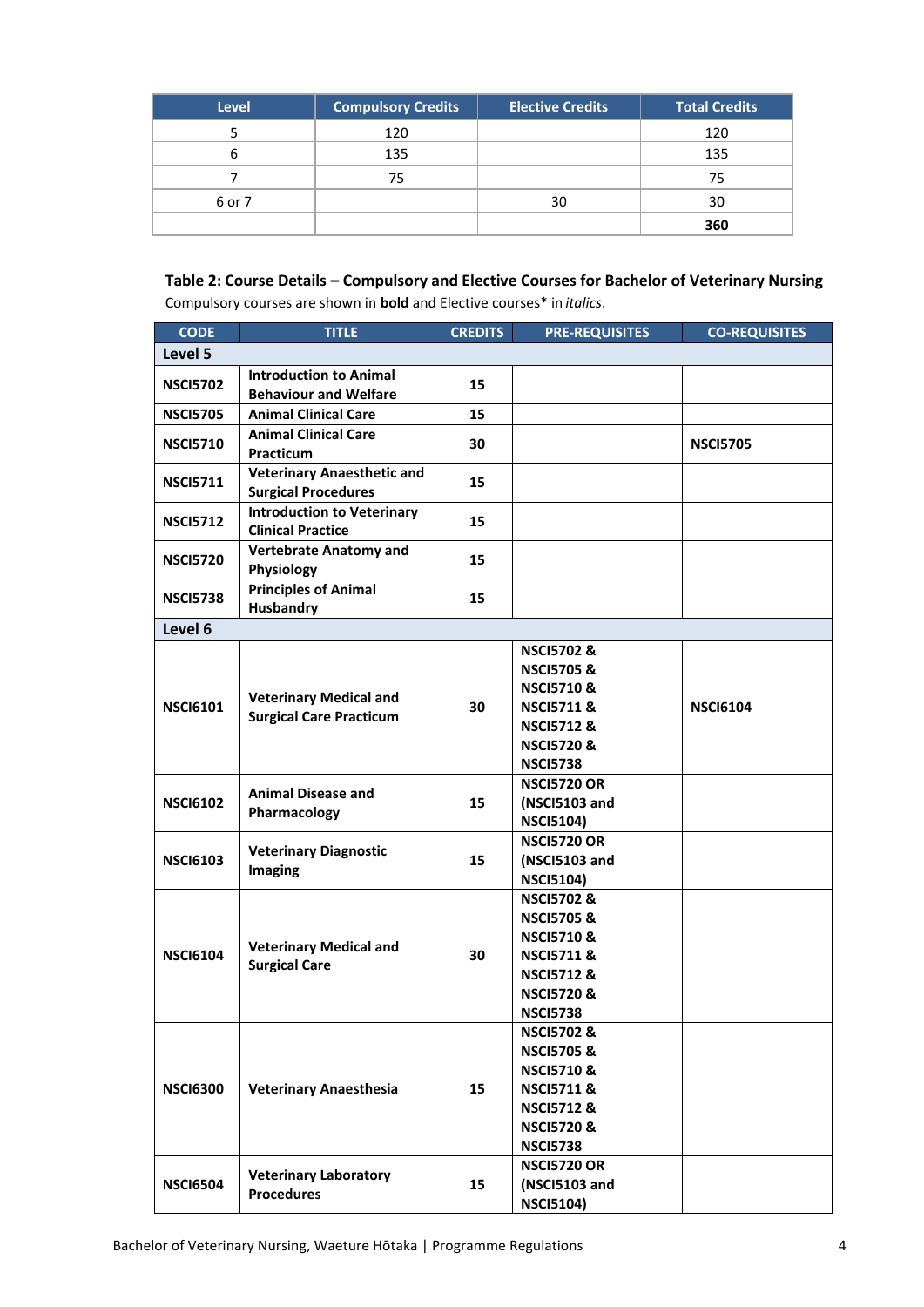| Level | Compulsory Credits | Elective Credits | Total Credits |
|---|---|---|---|
| 5 | 120 | | 120 |
| 6 | 135 | | 135 |
| 7 | 75 | | 75 |
| 6 or 7 | | 30 | 30 |
| | | | **360** |

**Table 2: Course Details – Compulsory and Elective Courses for Bachelor of Veterinary Nursing**

Compulsory courses are shown in **bold** and Elective courses* in *italics*.

| CODE | TITLE | CREDITS | PRE-REQUISITES | CO-REQUISITES |
|---|---|---|---|---|
| **Level 5** | | | | |
| **NSCI5702** | **Introduction to Animal Behaviour and Welfare** | **15** | | |
| **NSCI5705** | **Animal Clinical Care** | **15** | | |
| **NSCI5710** | **Animal Clinical Care Practicum** | **30** | | **NSCI5705** |
| **NSCI5711** | **Veterinary Anaesthetic and Surgical Procedures** | **15** | | |
| **NSCI5712** | **Introduction to Veterinary Clinical Practice** | **15** | | |
| **NSCI5720** | **Vertebrate Anatomy and Physiology** | **15** | | |
| **NSCI5738** | **Principles of Animal Husbandry** | **15** | | |
| **Level 6** | | | | |
| **NSCI6101** | **Veterinary Medical and Surgical Care Practicum** | **30** | **NSCI5702 & NSCI5705 & NSCI5710 & NSCI5711 & NSCI5712 & NSCI5720 & NSCI5738** | **NSCI6104** |
| **NSCI6102** | **Animal Disease and Pharmacology** | **15** | **NSCI5720 OR (NSCI5103 and NSCI5104)** | |
| **NSCI6103** | **Veterinary Diagnostic Imaging** | **15** | **NSCI5720 OR (NSCI5103 and NSCI5104)** | |
| **NSCI6104** | **Veterinary Medical and Surgical Care** | **30** | **NSCI5702 & NSCI5705 & NSCI5710 & NSCI5711 & NSCI5712 & NSCI5720 & NSCI5738** | |
| **NSCI6300** | **Veterinary Anaesthesia** | **15** | **NSCI5702 & NSCI5705 & NSCI5710 & NSCI5711 & NSCI5712 & NSCI5720 & NSCI5738** | |
| **NSCI6504** | **Veterinary Laboratory Procedures** | **15** | **NSCI5720 OR (NSCI5103 and NSCI5104)** | |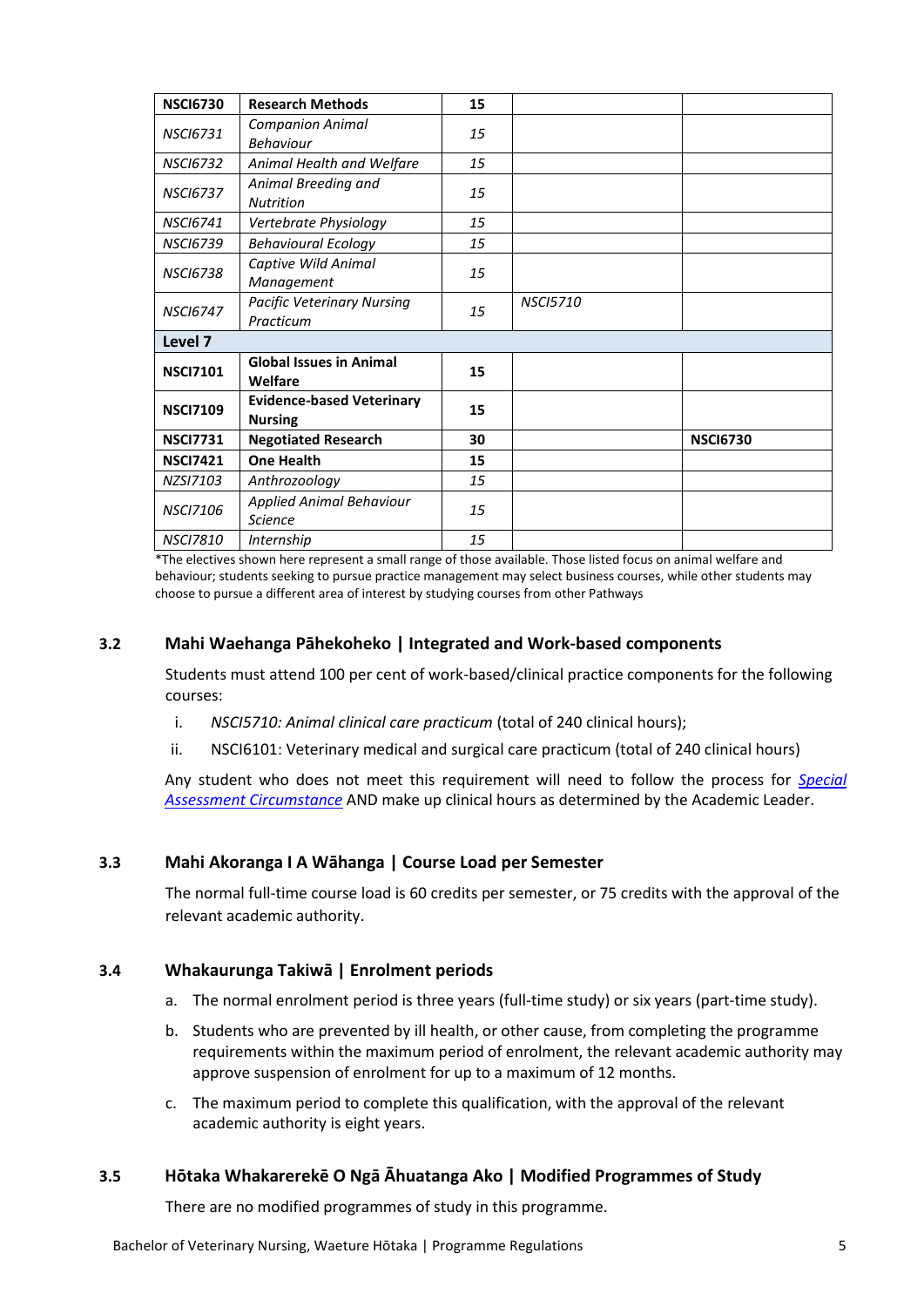| | | | | |
|---|---|---|---|---|
| **NSCI6730** | **Research Methods** | **15** | | |
| *NSCI6731* | *Companion Animal Behaviour* | *15* | | |
| *NSCI6732* | *Animal Health and Welfare* | *15* | | |
| *NSCI6737* | *Animal Breeding and Nutrition* | *15* | | |
| *NSCI6741* | *Vertebrate Physiology* | *15* | | |
| *NSCI6739* | *Behavioural Ecology* | *15* | | |
| *NSCI6738* | *Captive Wild Animal Management* | *15* | | |
| *NSCI6747* | *Pacific Veterinary Nursing Practicum* | *15* | *NSCI5710* | |
| **Level 7** | | | | |
| **NSCI7101** | **Global Issues in Animal Welfare** | **15** | | |
| **NSCI7109** | **Evidence-based Veterinary Nursing** | **15** | | |
| **NSCI7731** | **Negotiated Research** | **30** | | **NSCI6730** |
| **NSCI7421** | **One Health** | **15** | | |
| *NZSI7103* | *Anthrozoology* | *15* | | |
| *NSCI7106* | *Applied Animal Behaviour Science* | *15* | | |
| *NSCI7810* | *Internship* | *15* | | |

*The electives shown here represent a small range of those available. Those listed focus on animal welfare and behaviour; students seeking to pursue practice management may select business courses, while other students may choose to pursue a different area of interest by studying courses from other Pathways

## 3.2 Mahi Waehanga Pāhekoheko | Integrated and Work-based components

Students must attend 100 per cent of work-based/clinical practice components for the following courses:

i. *NSCI5710: Animal clinical care practicum* (total of 240 clinical hours);

ii. NSCI6101: Veterinary medical and surgical care practicum (total of 240 clinical hours)

Any student who does not meet this requirement will need to follow the process for *Special Assessment Circumstance* AND make up clinical hours as determined by the Academic Leader.

## 3.3 Mahi Akoranga I A Wāhanga | Course Load per Semester

The normal full-time course load is 60 credits per semester, or 75 credits with the approval of the relevant academic authority.

## 3.4 Whakaurunga Takiwā | Enrolment periods

a. The normal enrolment period is three years (full-time study) or six years (part-time study).

b. Students who are prevented by ill health, or other cause, from completing the programme requirements within the maximum period of enrolment, the relevant academic authority may approve suspension of enrolment for up to a maximum of 12 months.

c. The maximum period to complete this qualification, with the approval of the relevant academic authority is eight years.

## 3.5 Hōtaka Whakarerekē O Ngā Āhuatanga Ako | Modified Programmes of Study

There are no modified programmes of study in this programme.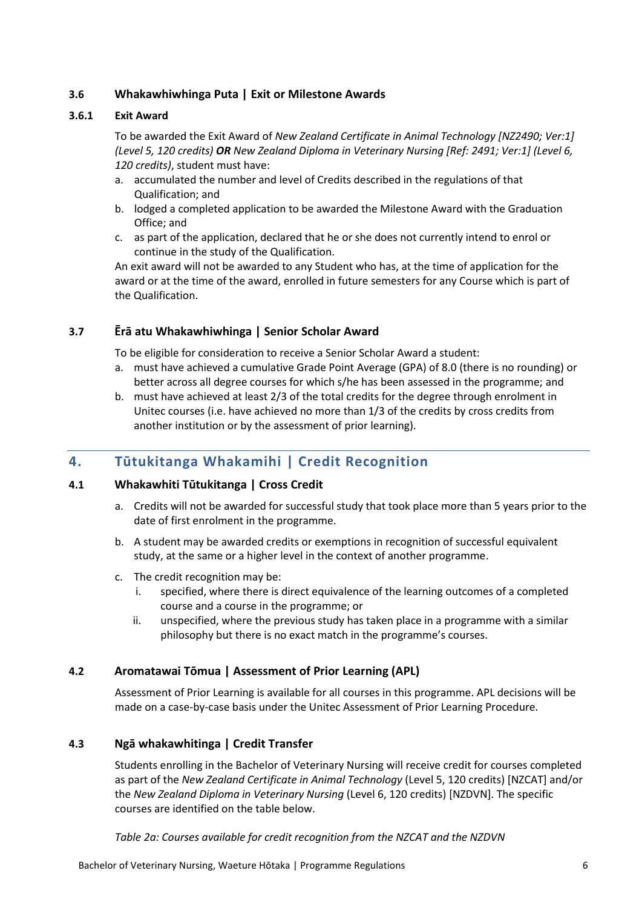### 3.6 Whakawhiwhinga Puta | Exit or Milestone Awards

#### 3.6.1 Exit Award

To be awarded the Exit Award of *New Zealand Certificate in Animal Technology [NZ2490; Ver:1] (Level 5, 120 credits)* ***OR*** *New Zealand Diploma in Veterinary Nursing [Ref: 2491; Ver:1] (Level 6, 120 credits)*, student must have:

a. accumulated the number and level of Credits described in the regulations of that Qualification; and
b. lodged a completed application to be awarded the Milestone Award with the Graduation Office; and
c. as part of the application, declared that he or she does not currently intend to enrol or continue in the study of the Qualification.

An exit award will not be awarded to any Student who has, at the time of application for the award or at the time of the award, enrolled in future semesters for any Course which is part of the Qualification.

### 3.7 Ērā atu Whakawhiwhinga | Senior Scholar Award

To be eligible for consideration to receive a Senior Scholar Award a student:

a. must have achieved a cumulative Grade Point Average (GPA) of 8.0 (there is no rounding) or better across all degree courses for which s/he has been assessed in the programme; and
b. must have achieved at least 2/3 of the total credits for the degree through enrolment in Unitec courses (i.e. have achieved no more than 1/3 of the credits by cross credits from another institution or by the assessment of prior learning).

## 4. Tūtukitanga Whakamihi | Credit Recognition

### 4.1 Whakawhiti Tūtukitanga | Cross Credit

a. Credits will not be awarded for successful study that took place more than 5 years prior to the date of first enrolment in the programme.

b. A student may be awarded credits or exemptions in recognition of successful equivalent study, at the same or a higher level in the context of another programme.

c. The credit recognition may be:
   i. specified, where there is direct equivalence of the learning outcomes of a completed course and a course in the programme; or
   ii. unspecified, where the previous study has taken place in a programme with a similar philosophy but there is no exact match in the programme's courses.

### 4.2 Aromatawai Tōmua | Assessment of Prior Learning (APL)

Assessment of Prior Learning is available for all courses in this programme. APL decisions will be made on a case-by-case basis under the Unitec Assessment of Prior Learning Procedure.

### 4.3 Ngā whakawhitinga | Credit Transfer

Students enrolling in the Bachelor of Veterinary Nursing will receive credit for courses completed as part of the *New Zealand Certificate in Animal Technology* (Level 5, 120 credits) [NZCAT] and/or the *New Zealand Diploma in Veterinary Nursing* (Level 6, 120 credits) [NZDVN]. The specific courses are identified on the table below.

*Table 2a: Courses available for credit recognition from the NZCAT and the NZDVN*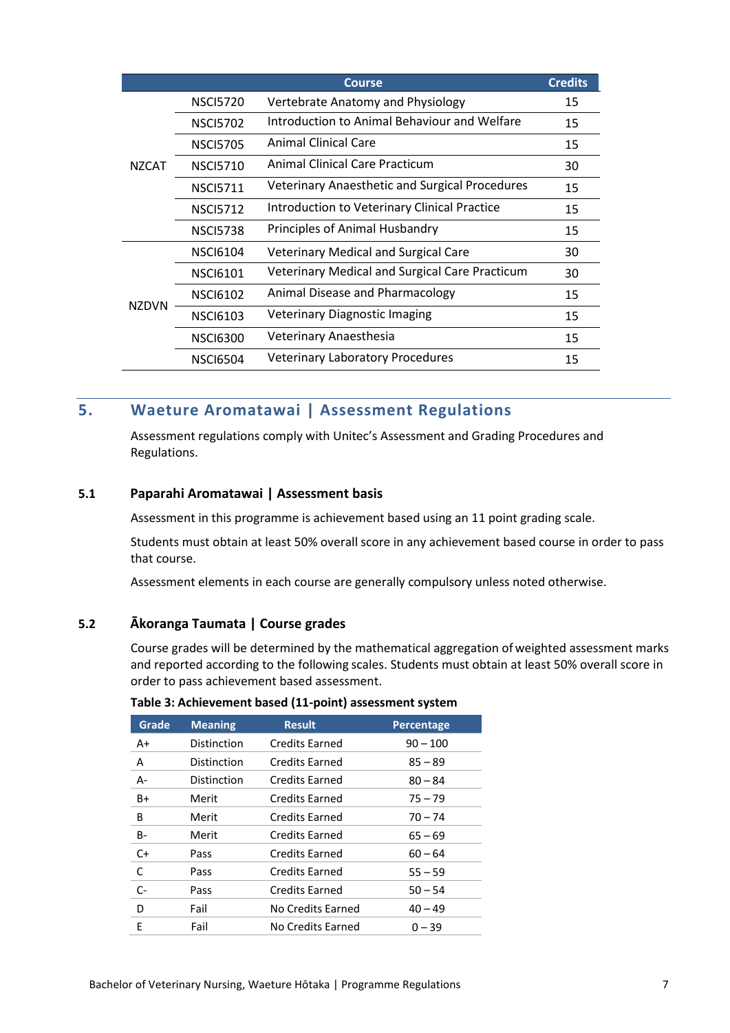| | | Course | Credits |
|---|---|---|---|
| NZCAT | NSCI5720 | Vertebrate Anatomy and Physiology | 15 |
| | NSCI5702 | Introduction to Animal Behaviour and Welfare | 15 |
| | NSCI5705 | Animal Clinical Care | 15 |
| | NSCI5710 | Animal Clinical Care Practicum | 30 |
| | NSCI5711 | Veterinary Anaesthetic and Surgical Procedures | 15 |
| | NSCI5712 | Introduction to Veterinary Clinical Practice | 15 |
| | NSCI5738 | Principles of Animal Husbandry | 15 |
| NZDVN | NSCI6104 | Veterinary Medical and Surgical Care | 30 |
| | NSCI6101 | Veterinary Medical and Surgical Care Practicum | 30 |
| | NSCI6102 | Animal Disease and Pharmacology | 15 |
| | NSCI6103 | Veterinary Diagnostic Imaging | 15 |
| | NSCI6300 | Veterinary Anaesthesia | 15 |
| | NSCI6504 | Veterinary Laboratory Procedures | 15 |

# 5. Waeture Aromatawai | Assessment Regulations

Assessment regulations comply with Unitec's Assessment and Grading Procedures and Regulations.

## 5.1 Paparahi Aromatawai | Assessment basis

Assessment in this programme is achievement based using an 11 point grading scale.

Students must obtain at least 50% overall score in any achievement based course in order to pass that course.

Assessment elements in each course are generally compulsory unless noted otherwise.

## 5.2 Ākoranga Taumata | Course grades

Course grades will be determined by the mathematical aggregation of weighted assessment marks and reported according to the following scales. Students must obtain at least 50% overall score in order to pass achievement based assessment.

**Table 3: Achievement based (11-point) assessment system**

| Grade | Meaning | Result | Percentage |
|---|---|---|---|
| A+ | Distinction | Credits Earned | 90 – 100 |
| A | Distinction | Credits Earned | 85 – 89 |
| A- | Distinction | Credits Earned | 80 – 84 |
| B+ | Merit | Credits Earned | 75 – 79 |
| B | Merit | Credits Earned | 70 – 74 |
| B- | Merit | Credits Earned | 65 – 69 |
| C+ | Pass | Credits Earned | 60 – 64 |
| C | Pass | Credits Earned | 55 – 59 |
| C- | Pass | Credits Earned | 50 – 54 |
| D | Fail | No Credits Earned | 40 – 49 |
| E | Fail | No Credits Earned | 0 – 39 |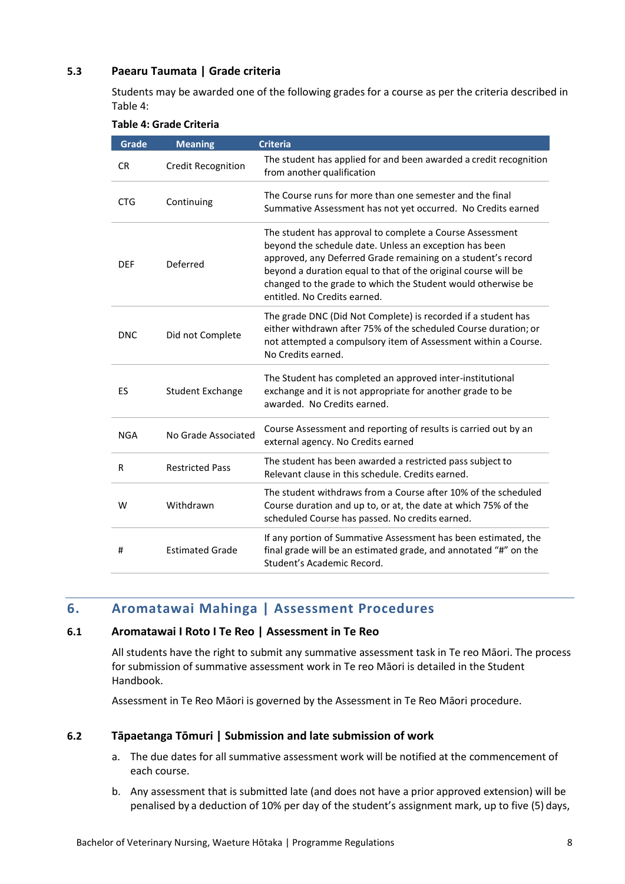### 5.3 Paearu Taumata | Grade criteria

Students may be awarded one of the following grades for a course as per the criteria described in Table 4:

**Table 4: Grade Criteria**

| Grade | Meaning | Criteria |
|---|---|---|
| CR | Credit Recognition | The student has applied for and been awarded a credit recognition from another qualification |
| CTG | Continuing | The Course runs for more than one semester and the final Summative Assessment has not yet occurred. No Credits earned |
| DEF | Deferred | The student has approval to complete a Course Assessment beyond the schedule date. Unless an exception has been approved, any Deferred Grade remaining on a student's record beyond a duration equal to that of the original course will be changed to the grade to which the Student would otherwise be entitled. No Credits earned. |
| DNC | Did not Complete | The grade DNC (Did Not Complete) is recorded if a student has either withdrawn after 75% of the scheduled Course duration; or not attempted a compulsory item of Assessment within a Course. No Credits earned. |
| ES | Student Exchange | The Student has completed an approved inter-institutional exchange and it is not appropriate for another grade to be awarded. No Credits earned. |
| NGA | No Grade Associated | Course Assessment and reporting of results is carried out by an external agency. No Credits earned |
| R | Restricted Pass | The student has been awarded a restricted pass subject to Relevant clause in this schedule. Credits earned. |
| W | Withdrawn | The student withdraws from a Course after 10% of the scheduled Course duration and up to, or at, the date at which 75% of the scheduled Course has passed. No credits earned. |
| # | Estimated Grade | If any portion of Summative Assessment has been estimated, the final grade will be an estimated grade, and annotated "#" on the Student's Academic Record. |

## 6. Aromatawai Mahinga | Assessment Procedures

### 6.1 Aromatawai I Roto I Te Reo | Assessment in Te Reo

All students have the right to submit any summative assessment task in Te reo Māori. The process for submission of summative assessment work in Te reo Māori is detailed in the Student Handbook.

Assessment in Te Reo Māori is governed by the Assessment in Te Reo Māori procedure.

### 6.2 Tāpaetanga Tōmuri | Submission and late submission of work

a. The due dates for all summative assessment work will be notified at the commencement of each course.

b. Any assessment that is submitted late (and does not have a prior approved extension) will be penalised by a deduction of 10% per day of the student's assignment mark, up to five (5) days,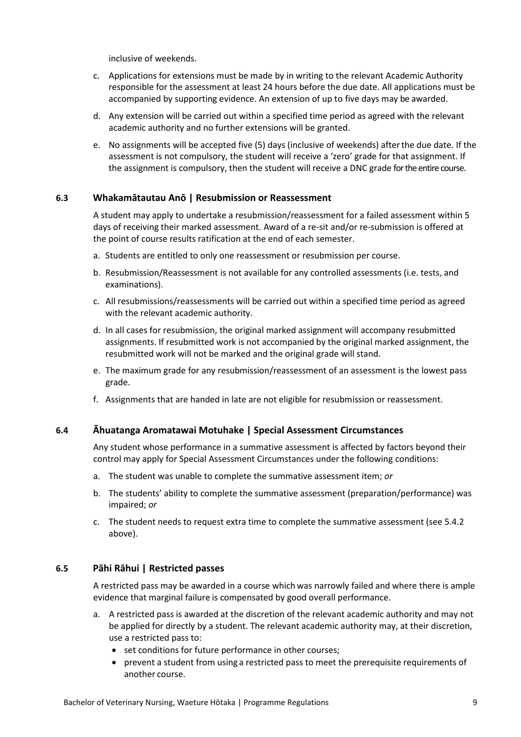inclusive of weekends.

c. Applications for extensions must be made by in writing to the relevant Academic Authority responsible for the assessment at least 24 hours before the due date. All applications must be accompanied by supporting evidence. An extension of up to five days may be awarded.

d. Any extension will be carried out within a specified time period as agreed with the relevant academic authority and no further extensions will be granted.

e. No assignments will be accepted five (5) days (inclusive of weekends) after the due date. If the assessment is not compulsory, the student will receive a 'zero' grade for that assignment. If the assignment is compulsory, then the student will receive a DNC grade for the entire course.

### 6.3 Whakamātautau Anō | Resubmission or Reassessment

A student may apply to undertake a resubmission/reassessment for a failed assessment within 5 days of receiving their marked assessment. Award of a re-sit and/or re-submission is offered at the point of course results ratification at the end of each semester.

a. Students are entitled to only one reassessment or resubmission per course.

b. Resubmission/Reassessment is not available for any controlled assessments (i.e. tests, and examinations).

c. All resubmissions/reassessments will be carried out within a specified time period as agreed with the relevant academic authority.

d. In all cases for resubmission, the original marked assignment will accompany resubmitted assignments. If resubmitted work is not accompanied by the original marked assignment, the resubmitted work will not be marked and the original grade will stand.

e. The maximum grade for any resubmission/reassessment of an assessment is the lowest pass grade.

f. Assignments that are handed in late are not eligible for resubmission or reassessment.

### 6.4 Āhuatanga Aromatawai Motuhake | Special Assessment Circumstances

Any student whose performance in a summative assessment is affected by factors beyond their control may apply for Special Assessment Circumstances under the following conditions:

a. The student was unable to complete the summative assessment item; *or*

b. The students' ability to complete the summative assessment (preparation/performance) was impaired; *or*

c. The student needs to request extra time to complete the summative assessment (see 5.4.2 above).

### 6.5 Pāhi Rāhui | Restricted passes

A restricted pass may be awarded in a course which was narrowly failed and where there is ample evidence that marginal failure is compensated by good overall performance.

a. A restricted pass is awarded at the discretion of the relevant academic authority and may not be applied for directly by a student. The relevant academic authority may, at their discretion, use a restricted pass to:
   - set conditions for future performance in other courses;
   - prevent a student from using a restricted pass to meet the prerequisite requirements of another course.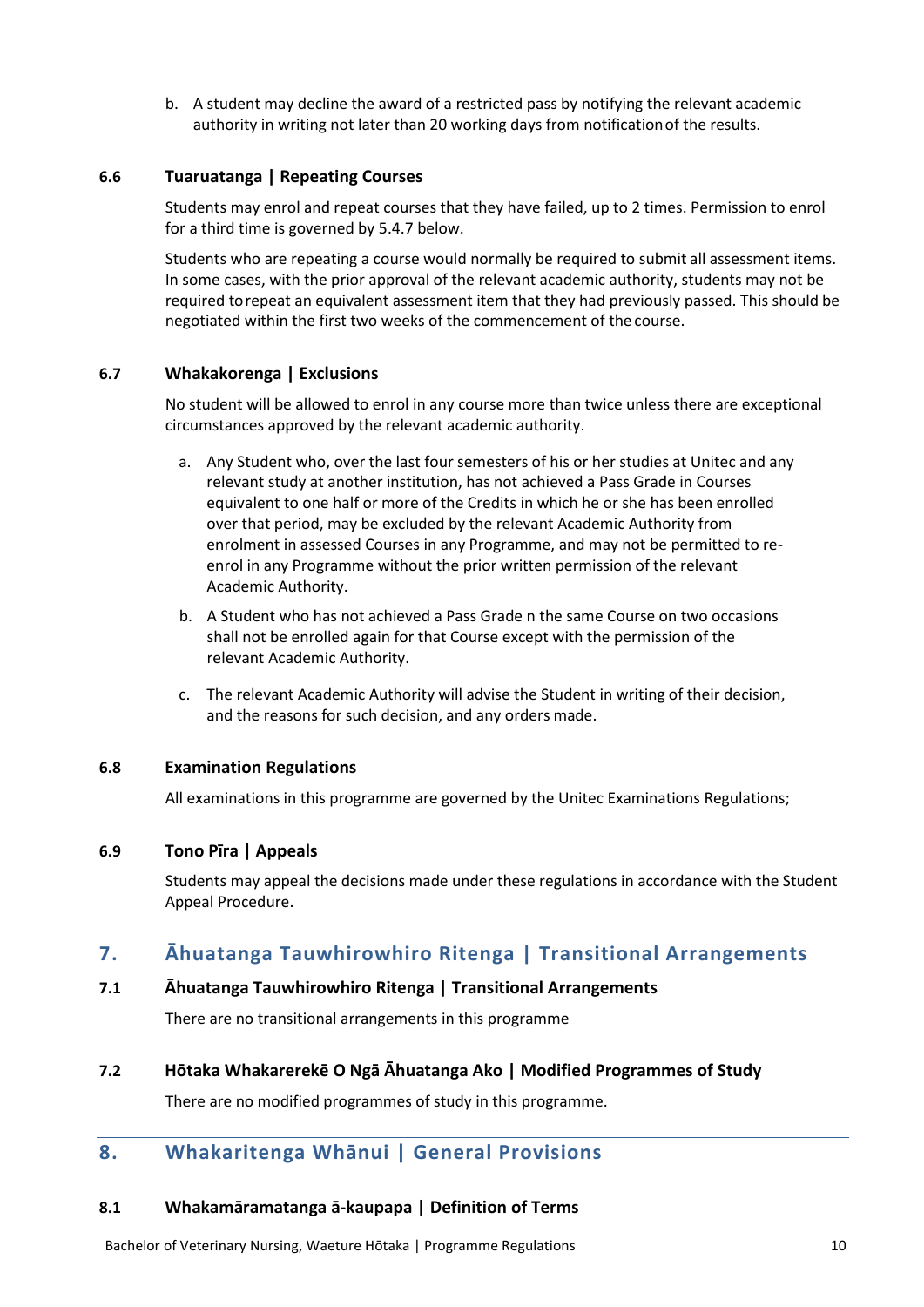b. A student may decline the award of a restricted pass by notifying the relevant academic authority in writing not later than 20 working days from notification of the results.

### 6.6 Tuaruatanga | Repeating Courses

Students may enrol and repeat courses that they have failed, up to 2 times. Permission to enrol for a third time is governed by 5.4.7 below.

Students who are repeating a course would normally be required to submit all assessment items. In some cases, with the prior approval of the relevant academic authority, students may not be required to repeat an equivalent assessment item that they had previously passed. This should be negotiated within the first two weeks of the commencement of the course.

### 6.7 Whakakorenga | Exclusions

No student will be allowed to enrol in any course more than twice unless there are exceptional circumstances approved by the relevant academic authority.

a. Any Student who, over the last four semesters of his or her studies at Unitec and any relevant study at another institution, has not achieved a Pass Grade in Courses equivalent to one half or more of the Credits in which he or she has been enrolled over that period, may be excluded by the relevant Academic Authority from enrolment in assessed Courses in any Programme, and may not be permitted to re-enrol in any Programme without the prior written permission of the relevant Academic Authority.

b. A Student who has not achieved a Pass Grade n the same Course on two occasions shall not be enrolled again for that Course except with the permission of the relevant Academic Authority.

c. The relevant Academic Authority will advise the Student in writing of their decision, and the reasons for such decision, and any orders made.

### 6.8 Examination Regulations

All examinations in this programme are governed by the Unitec Examinations Regulations;

### 6.9 Tono Pīra | Appeals

Students may appeal the decisions made under these regulations in accordance with the Student Appeal Procedure.

## 7. Āhuatanga Tauwhirowhiro Ritenga | Transitional Arrangements

### 7.1 Āhuatanga Tauwhirowhiro Ritenga | Transitional Arrangements

There are no transitional arrangements in this programme

### 7.2 Hōtaka Whakarerekē O Ngā Āhuatanga Ako | Modified Programmes of Study

There are no modified programmes of study in this programme.

## 8. Whakaritenga Whānui | General Provisions

### 8.1 Whakamāramatanga ā-kaupapa | Definition of Terms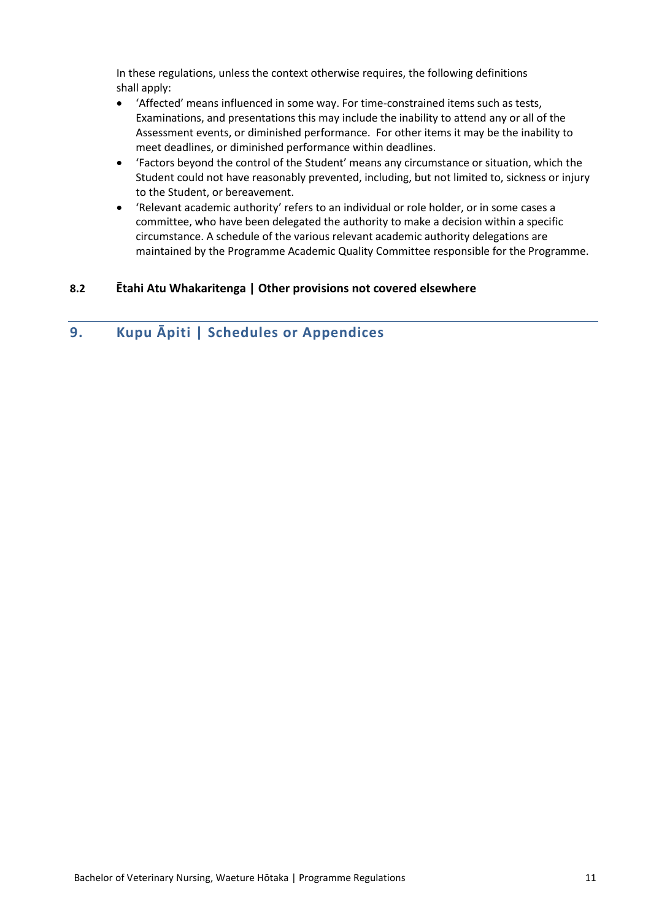In these regulations, unless the context otherwise requires, the following definitions shall apply:

- 'Affected' means influenced in some way. For time-constrained items such as tests, Examinations, and presentations this may include the inability to attend any or all of the Assessment events, or diminished performance. For other items it may be the inability to meet deadlines, or diminished performance within deadlines.
- 'Factors beyond the control of the Student' means any circumstance or situation, which the Student could not have reasonably prevented, including, but not limited to, sickness or injury to the Student, or bereavement.
- 'Relevant academic authority' refers to an individual or role holder, or in some cases a committee, who have been delegated the authority to make a decision within a specific circumstance. A schedule of the various relevant academic authority delegations are maintained by the Programme Academic Quality Committee responsible for the Programme.

### 8.2 Ētahi Atu Whakaritenga | Other provisions not covered elsewhere

## 9. Kupu Āpiti | Schedules or Appendices